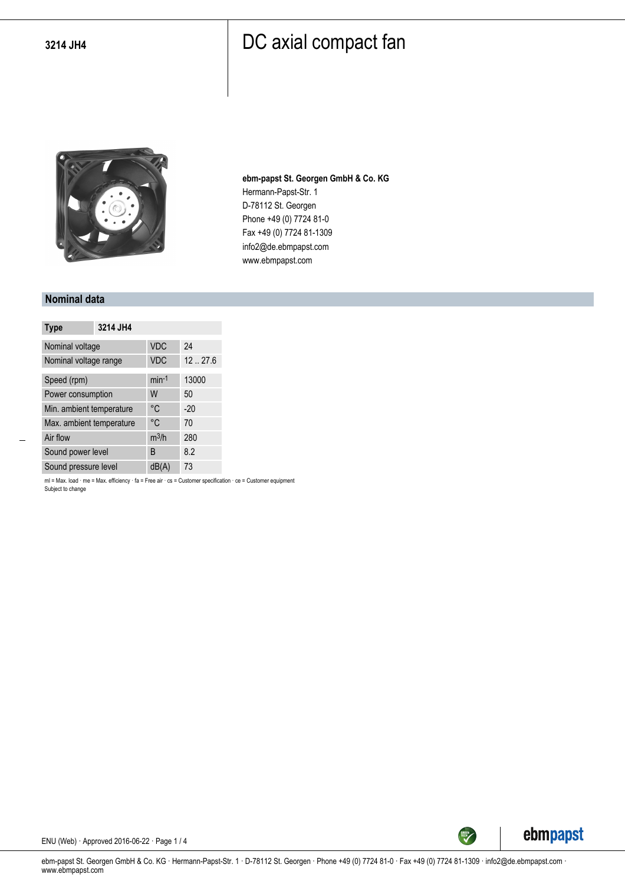# 3214 JH4

# DC axial compact fan

**ebm-papst St. Georgen GmbH & Co. KG**
Hermann-Papst-Str. 1
D-78112 St. Georgen
Phone +49 (0) 7724 81-0
Fax +49 (0) 7724 81-1309
info2@de.ebmpapst.com
www.ebmpapst.com

## Nominal data

| Type | 3214 JH4 | |
|---|---|---|
| Nominal voltage | VDC | 24 |
| Nominal voltage range | VDC | 12 .. 27.6 |
| Speed (rpm) | $min^{-1}$ | 13000 |
| Power consumption | W | 50 |
| Min. ambient temperature | °C | -20 |
| Max. ambient temperature | °C | 70 |
| Air flow | $m^3/h$ | 280 |
| Sound power level | B | 8.2 |
| Sound pressure level | dB(A) | 73 |

ml = Max. load · me = Max. efficiency · fa = Free air · cs = Customer specification · ce = Customer equipment
Subject to change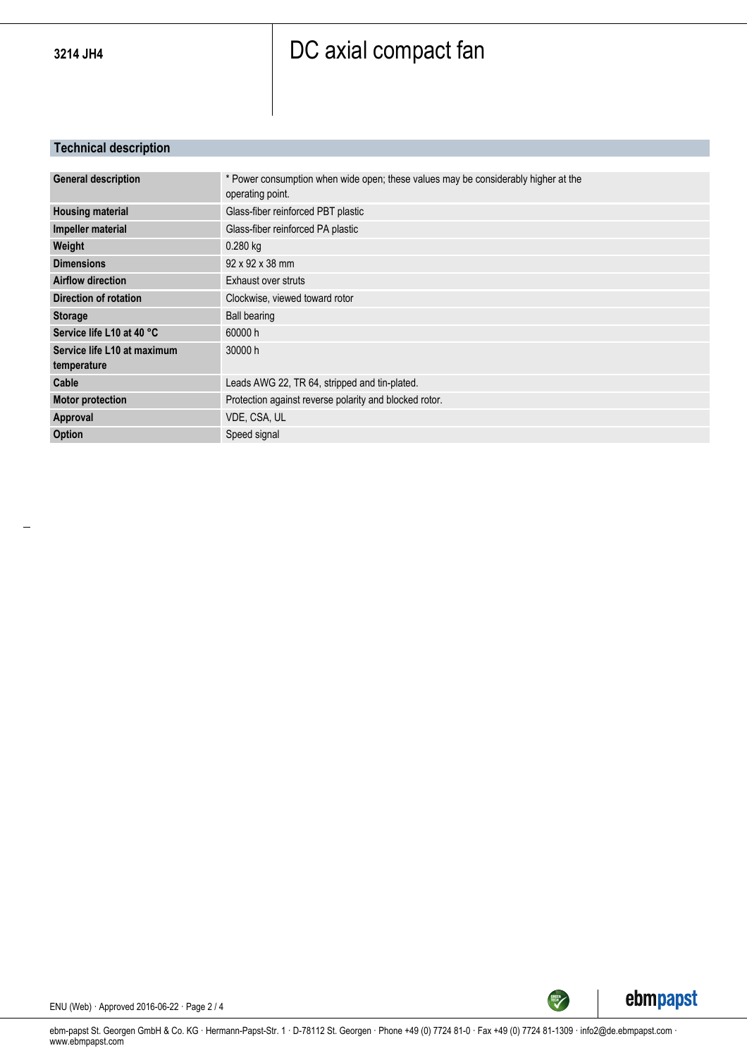# 3214 JH4

# DC axial compact fan

## Technical description

| | |
|---|---|
| **General description** | * Power consumption when wide open; these values may be considerably higher at the operating point. |
| **Housing material** | Glass-fiber reinforced PBT plastic |
| **Impeller material** | Glass-fiber reinforced PA plastic |
| **Weight** | 0.280 kg |
| **Dimensions** | 92 x 92 x 38 mm |
| **Airflow direction** | Exhaust over struts |
| **Direction of rotation** | Clockwise, viewed toward rotor |
| **Storage** | Ball bearing |
| **Service life L10 at 40 °C** | 60000 h |
| **Service life L10 at maximum temperature** | 30000 h |
| **Cable** | Leads AWG 22, TR 64, stripped and tin-plated. |
| **Motor protection** | Protection against reverse polarity and blocked rotor. |
| **Approval** | VDE, CSA, UL |
| **Option** | Speed signal |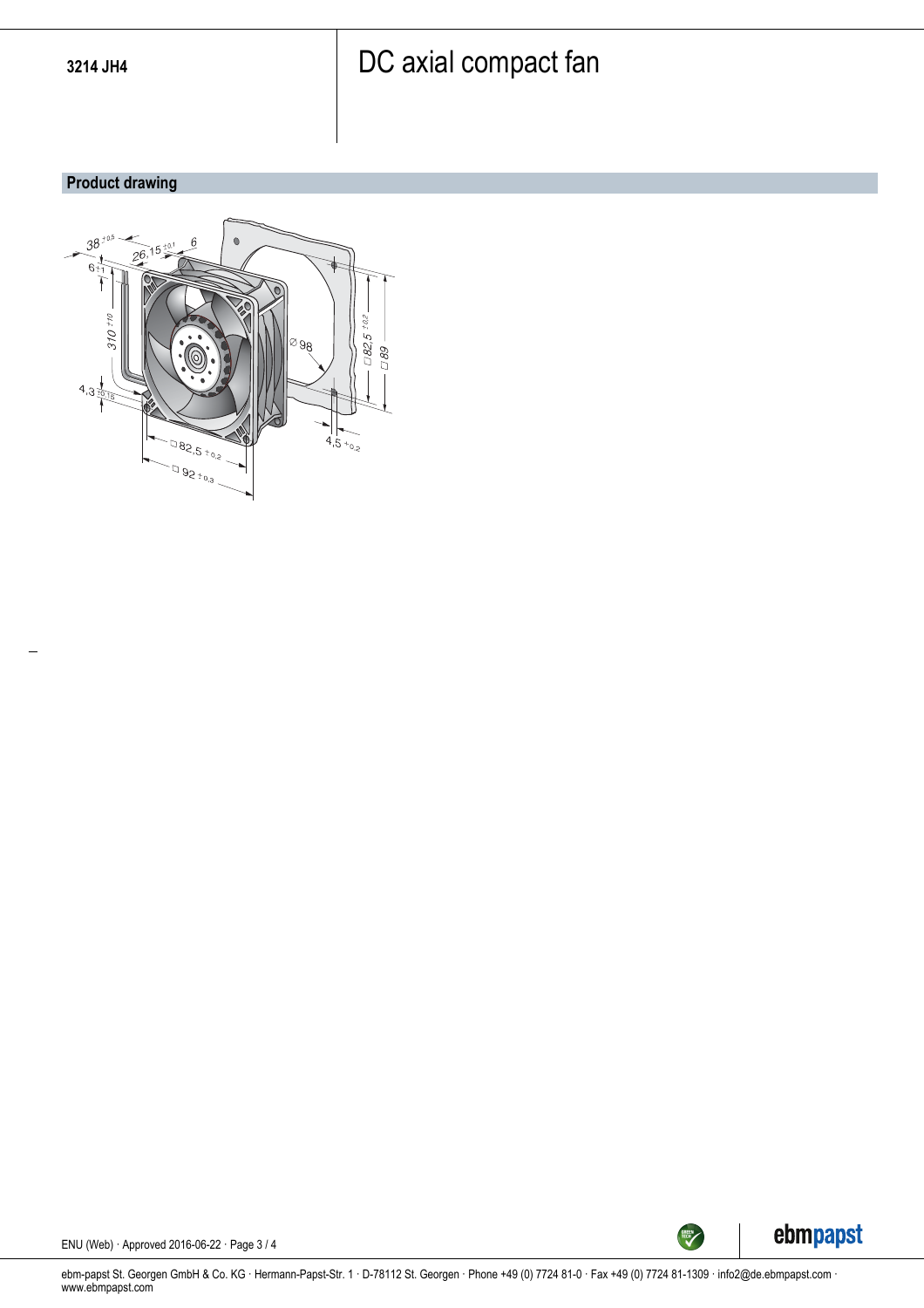# 3214 JH4

# DC axial compact fan

## Product drawing

38 $^{\pm 0.5}$

26,15 $^{\pm 0.1}$

6

6 $^{\pm 1}$

310 $^{\pm 10}$

4,3 $^{\pm 0.15}$

∅ 98

□ 82,5 $^{\pm 0.2}$

□ 89

4,5 $^{+0.2}$

□ 82,5 $^{\pm 0.2}$

□ 92 $^{\pm 0.3}$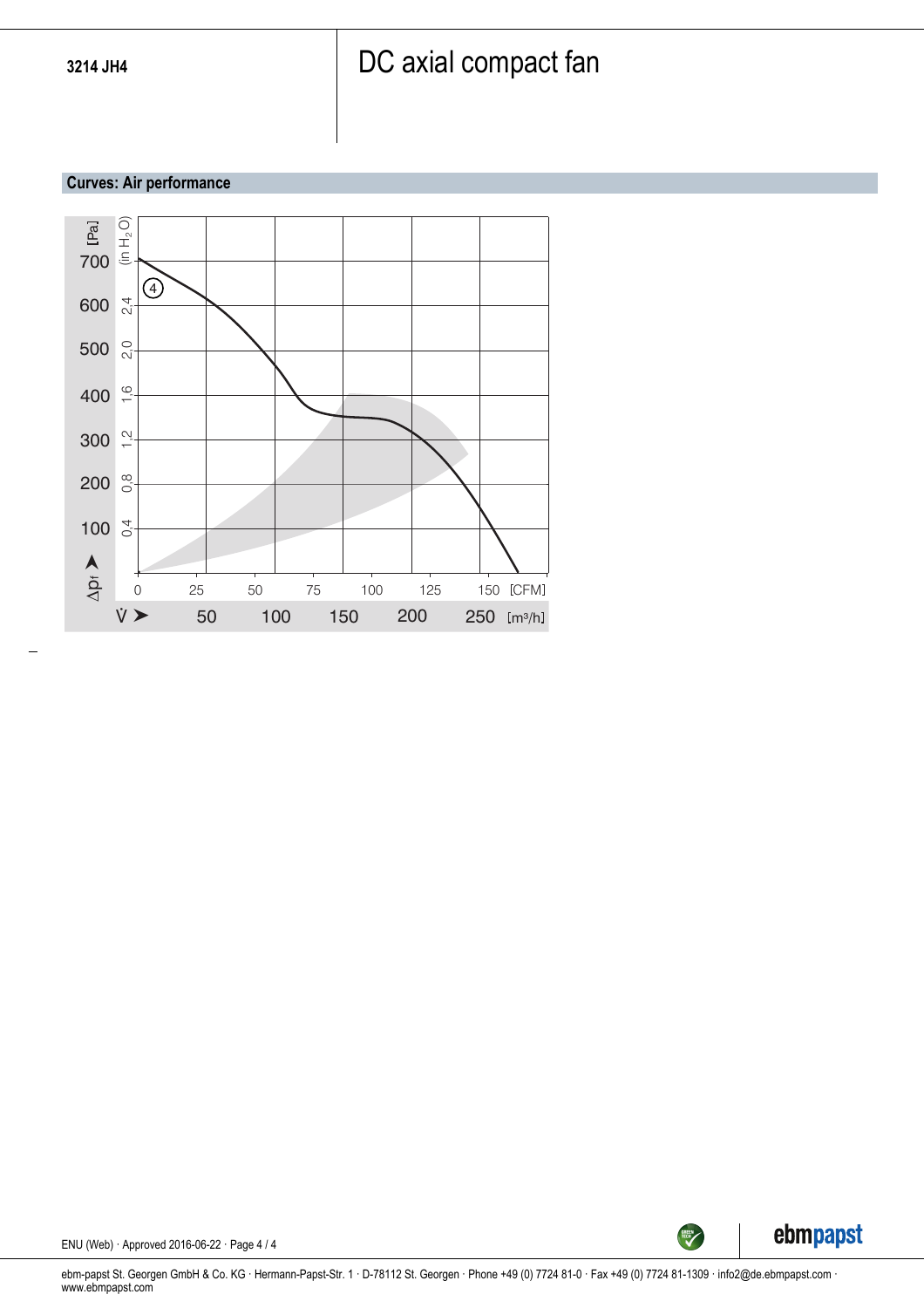3214 JH4

# DC axial compact fan

## Curves: Air performance

[Pa]
(in $H_2O$)
700
600
500
400
300
200
100
2,4
2,0
1,6
1,2
0,8
0,4
$\Delta p_f$
4
0
25
50
75
100
125
150 [CFM]
$\dot{V}$
50
100
150
200
250 [m³/h]

ENU (Web) · Approved 2016-06-22

ebm-papst St. Georgen GmbH & Co. KG · Hermann-Papst-Str. 1 · D-78112 St. Georgen · Phone +49 (0) 7724 81-0 · Fax +49 (0) 7724 81-1309 · info2@de.ebmpapst.com · www.ebmpapst.com